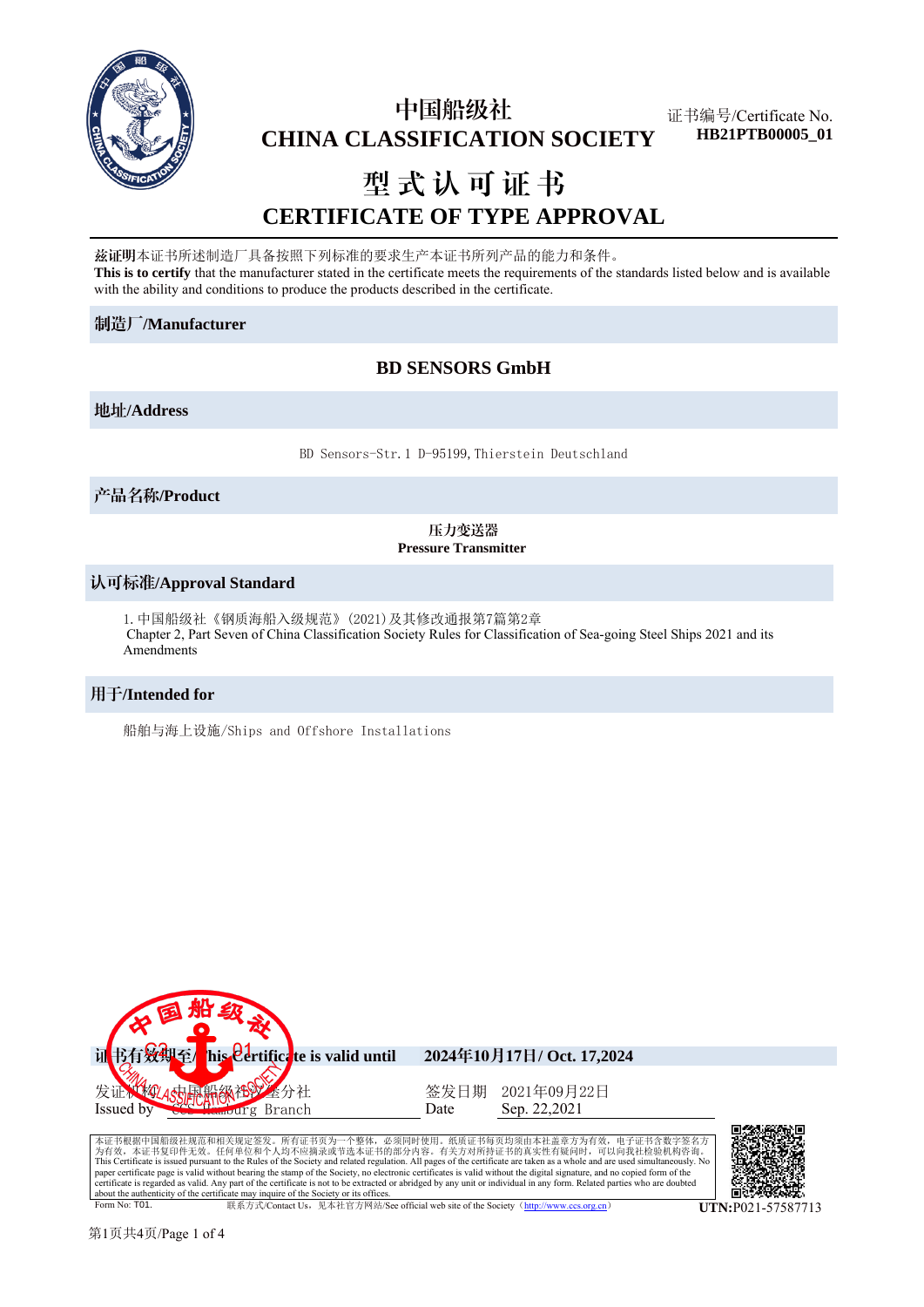# 中国船级社
# CHINA CLASSIFICATION SOCIETY

证书编号/Certificate No.
**HB21PTB00005_01**

# 型式认可证书
# CERTIFICATE OF TYPE APPROVAL

**兹证明**本证书所述制造厂具备按照下列标准的要求生产本证书所列产品的能力和条件。
**This is to certify** that the manufacturer stated in the certificate meets the requirements of the standards listed below and is available with the ability and conditions to produce the products described in the certificate.

## 制造厂/Manufacturer

**BD SENSORS GmbH**

## 地址/Address

BD Sensors-Str.1 D-95199,Thierstein Deutschland

## 产品名称/Product

**压力变送器**
**Pressure Transmitter**

## 认可标准/Approval Standard

1. 中国船级社《钢质海船入级规范》(2021)及其修改通报第7篇第2章
Chapter 2, Part Seven of China Classification Society Rules for Classification of Sea-going Steel Ships 2021 and its Amendments

## 用于/Intended for

船舶与海上设施/Ships and Offshore Installations

**证书有效期至/This Certificate is valid until** **2024年10月17日/ Oct. 17,2024**

| 发证机构 Issued by | 中国船级社汉堡分社 CCS Hamburg Branch | 签发日期 Date | 2021年09月22日 Sep. 22,2021 |
|---|---|---|---|

本证书根据中国船级社规范和相关规定签发。所有证书页为一个整体，必须同时使用。纸质证书每页均须由本社盖章方为有效，电子证书含数字签名方为有效，本证书复印件无效。任何单位和个人均不应摘录或节选本证书的部分内容。有关方对所持证书的真实性有疑问时，可以向我社检验机构咨询。
This Certificate is issued pursuant to the Rules of the Society and related regulation. All pages of the certificate are taken as a whole and are used simultaneously. No paper certificate page is valid without bearing the stamp of the Society, no electronic certificates is valid without the digital signature, and no copied form of the certificate is regarded as valid. Any part of the certificate is not to be extracted or abridged by any unit or individual in any form. Related parties who are doubted about the authenticity of the certificate may inquire of the Society or its offices.

Form No: T01.　联系方式/Contact Us，见本社官方网站/See official web site of the Society（http://www.ccs.org.cn）

**UTN:**P021-57587713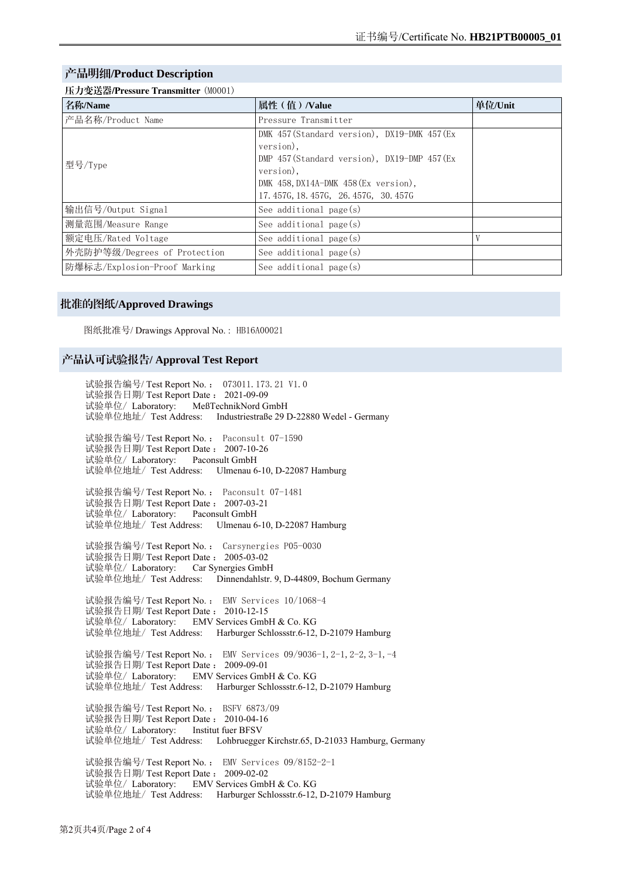## 产品明细/Product Description

**压力变送器/Pressure Transmitter**（M0001）

| 名称/Name | 属性（值）/Value | 单位/Unit |
|---|---|---|
| 产品名称/Product Name | Pressure Transmitter | |
| 型号/Type | DMK 457(Standard version), DX19-DMK 457(Ex version),<br>DMP 457(Standard version), DX19-DMP 457(Ex version),<br>DMK 458,DX14A-DMK 458(Ex version),<br>17.457G,18.457G, 26.457G, 30.457G | |
| 输出信号/Output Signal | See additional page(s) | |
| 测量范围/Measure Range | See additional page(s) | |
| 额定电压/Rated Voltage | See additional page(s) | V |
| 外壳防护等级/Degrees of Protection | See additional page(s) | |
| 防爆标志/Explosion-Proof Marking | See additional page(s) | |

## 批准的图纸/Approved Drawings

图纸批准号/ Drawings Approval No.: HB16A00021

## 产品认可试验报告/ Approval Test Report

试验报告编号/ Test Report No.： 073011.173.21 V1.0
试验报告日期/ Test Report Date： 2021-09-09
试验单位/ Laboratory: MeßTechnikNord GmbH
试验单位地址/ Test Address: Industriestraße 29 D-22880 Wedel - Germany

试验报告编号/ Test Report No.： Paconsult 07-1590
试验报告日期/ Test Report Date： 2007-10-26
试验单位/ Laboratory: Paconsult GmbH
试验单位地址/ Test Address: Ulmenau 6-10, D-22087 Hamburg

试验报告编号/ Test Report No.： Paconsult 07-1481
试验报告日期/ Test Report Date： 2007-03-21
试验单位/ Laboratory: Paconsult GmbH
试验单位地址/ Test Address: Ulmenau 6-10, D-22087 Hamburg

试验报告编号/ Test Report No.： Carsynergies P05-0030
试验报告日期/ Test Report Date： 2005-03-02
试验单位/ Laboratory: Car Synergies GmbH
试验单位地址/ Test Address: Dinnendahlstr. 9, D-44809, Bochum Germany

试验报告编号/ Test Report No.： EMV Services 10/1068-4
试验报告日期/ Test Report Date： 2010-12-15
试验单位/ Laboratory: EMV Services GmbH & Co. KG
试验单位地址/ Test Address: Harburger Schlossstr.6-12, D-21079 Hamburg

试验报告编号/ Test Report No.： EMV Services 09/9036-1,2-1,2-2,3-1,-4
试验报告日期/ Test Report Date： 2009-09-01
试验单位/ Laboratory: EMV Services GmbH & Co. KG
试验单位地址/ Test Address: Harburger Schlossstr.6-12, D-21079 Hamburg

试验报告编号/ Test Report No.： BSFV 6873/09
试验报告日期/ Test Report Date： 2010-04-16
试验单位/ Laboratory: Institut fuer BFSV
试验单位地址/ Test Address: Lohbruegger Kirchstr.65, D-21033 Hamburg, Germany

试验报告编号/ Test Report No.： EMV Services 09/8152-2-1
试验报告日期/ Test Report Date： 2009-02-02
试验单位/ Laboratory: EMV Services GmbH & Co. KG
试验单位地址/ Test Address: Harburger Schlossstr.6-12, D-21079 Hamburg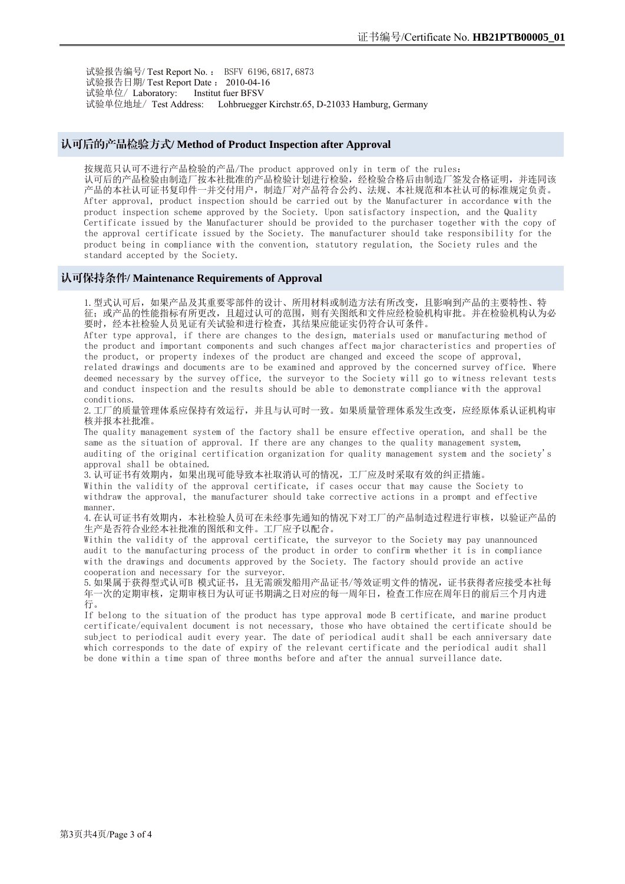试验报告编号/ Test Report No.： BSFV 6196, 6817, 6873
试验报告日期/ Test Report Date： 2010-04-16
试验单位/ Laboratory: Institut fuer BFSV
试验单位地址/ Test Address: Lohbruegger Kirchstr.65, D-21033 Hamburg, Germany

## 认可后的产品检验方式/ Method of Product Inspection after Approval

按规范只认可不进行产品检验的产品/The product approved only in term of the rules:
认可后的产品检验由制造厂按本社批准的产品检验计划进行检验，经检验合格后由制造厂签发合格证明，并连同该产品的本社认可证书复印件一并交付用户，制造厂对产品符合公约、法规、本社规范和本社认可的标准规定负责。
After approval, product inspection should be carried out by the Manufacturer in accordance with the product inspection scheme approved by the Society. Upon satisfactory inspection, and the Quality Certificate issued by the Manufacturer should be provided to the purchaser together with the copy of the approval certificate issued by the Society. The manufacturer should take responsibility for the product being in compliance with the convention, statutory regulation, the Society rules and the standard accepted by the Society.

## 认可保持条件/ Maintenance Requirements of Approval

1.型式认可后，如果产品及其重要零部件的设计、所用材料或制造方法有所改变，且影响到产品的主要特性、特征；或产品的性能指标有所更改，且超过认可的范围，则有关图纸和文件应经检验机构审批。并在检验机构认为必要时，经本社检验人员见证有关试验和进行检查，其结果应能证实仍符合认可条件。
After type approval, if there are changes to the design, materials used or manufacturing method of the product and important components and such changes affect major characteristics and properties of the product, or property indexes of the product are changed and exceed the scope of approval, related drawings and documents are to be examined and approved by the concerned survey office. Where deemed necessary by the survey office, the surveyor to the Society will go to witness relevant tests and conduct inspection and the results should be able to demonstrate compliance with the approval conditions.

2.工厂的质量管理体系应保持有效运行，并且与认可时一致。如果质量管理体系发生改变，应经原体系认证机构审核并报本社批准。
The quality management system of the factory shall be ensure effective operation, and shall be the same as the situation of approval. If there are any changes to the quality management system, auditing of the original certification organization for quality management system and the society's approval shall be obtained.

3.认可证书有效期内，如果出现可能导致本社取消认可的情况，工厂应及时采取有效的纠正措施。
Within the validity of the approval certificate, if cases occur that may cause the Society to withdraw the approval, the manufacturer should take corrective actions in a prompt and effective manner.

4.在认可证书有效期内，本社检验人员可在未经事先通知的情况下对工厂的产品制造过程进行审核，以验证产品的生产是否符合业经本社批准的图纸和文件。工厂应予以配合。
Within the validity of the approval certificate, the surveyor to the Society may pay unannounced audit to the manufacturing process of the product in order to confirm whether it is in compliance with the drawings and documents approved by the Society. The factory should provide an active cooperation and necessary for the surveyor.

5.如果属于获得型式认可B 模式证书，且无需颁发船用产品证书/等效证明文件的情况，证书获得者应接受本社每年一次的定期审核，定期审核日为认可证书期满之日对应的每一周年日，检查工作应在周年日的前后三个月内进行。
If belong to the situation of the product has type approval mode B certificate, and marine product certificate/equivalent document is not necessary, those who have obtained the certificate should be subject to periodical audit every year. The date of periodical audit shall be each anniversary date which corresponds to the date of expiry of the relevant certificate and the periodical audit shall be done within a time span of three months before and after the annual surveillance date.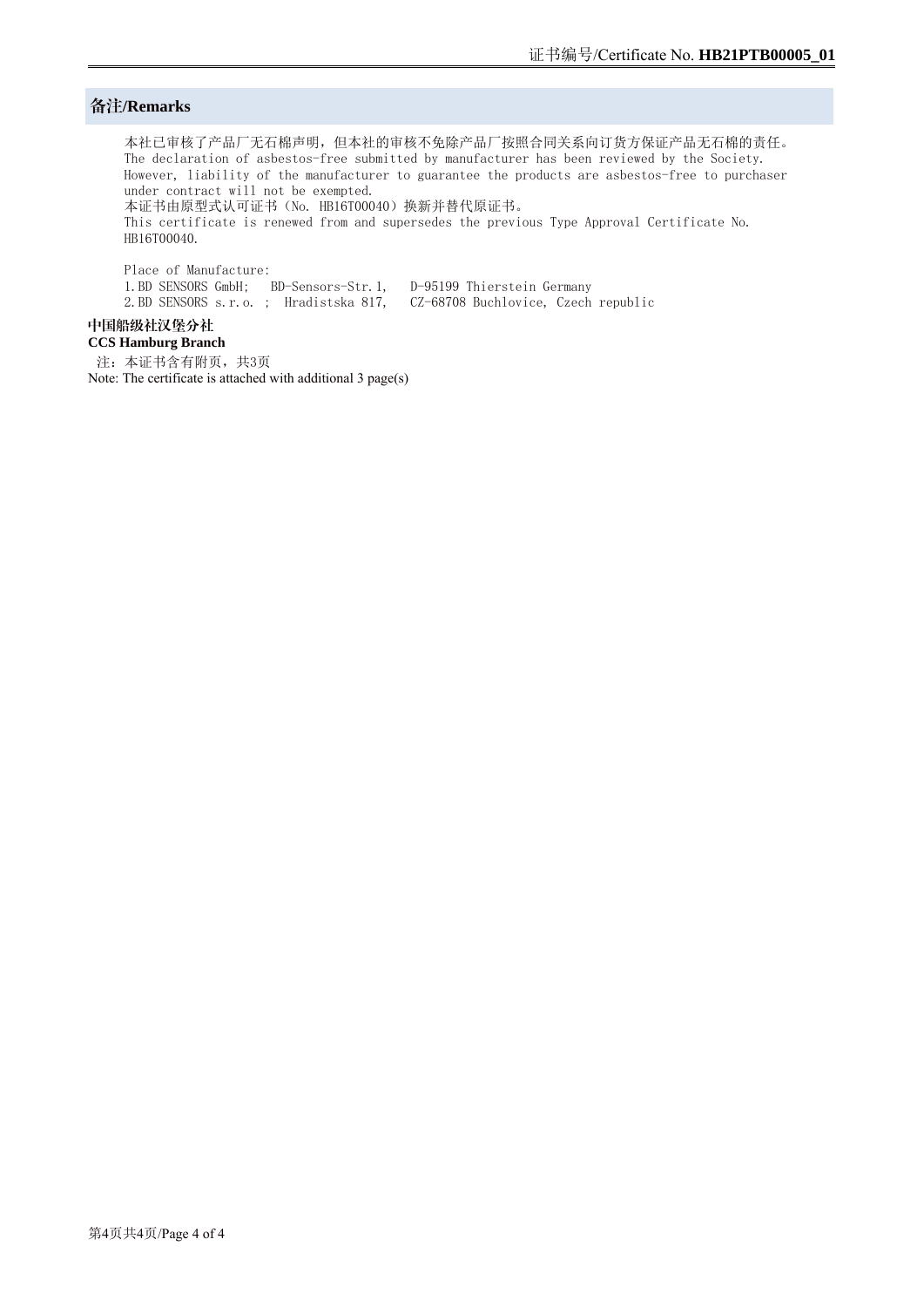## 备注/Remarks

本社已审核了产品厂无石棉声明，但本社的审核不免除产品厂按照合同关系向订货方保证产品无石棉的责任。
The declaration of asbestos-free submitted by manufacturer has been reviewed by the Society. However, liability of the manufacturer to guarantee the products are asbestos-free to purchaser under contract will not be exempted.
本证书由原型式认可证书（No. HB16T00040）换新并替代原证书。
This certificate is renewed from and supersedes the previous Type Approval Certificate No. HB16T00040.

Place of Manufacture:
1. BD SENSORS GmbH; BD-Sensors-Str.1, D-95199 Thierstein Germany
2. BD SENSORS s.r.o. ; Hradistska 817, CZ-68708 Buchlovice, Czech republic

**中国船级社汉堡分社**
**CCS Hamburg Branch**

注：本证书含有附页，共3页
Note: The certificate is attached with additional 3 page(s)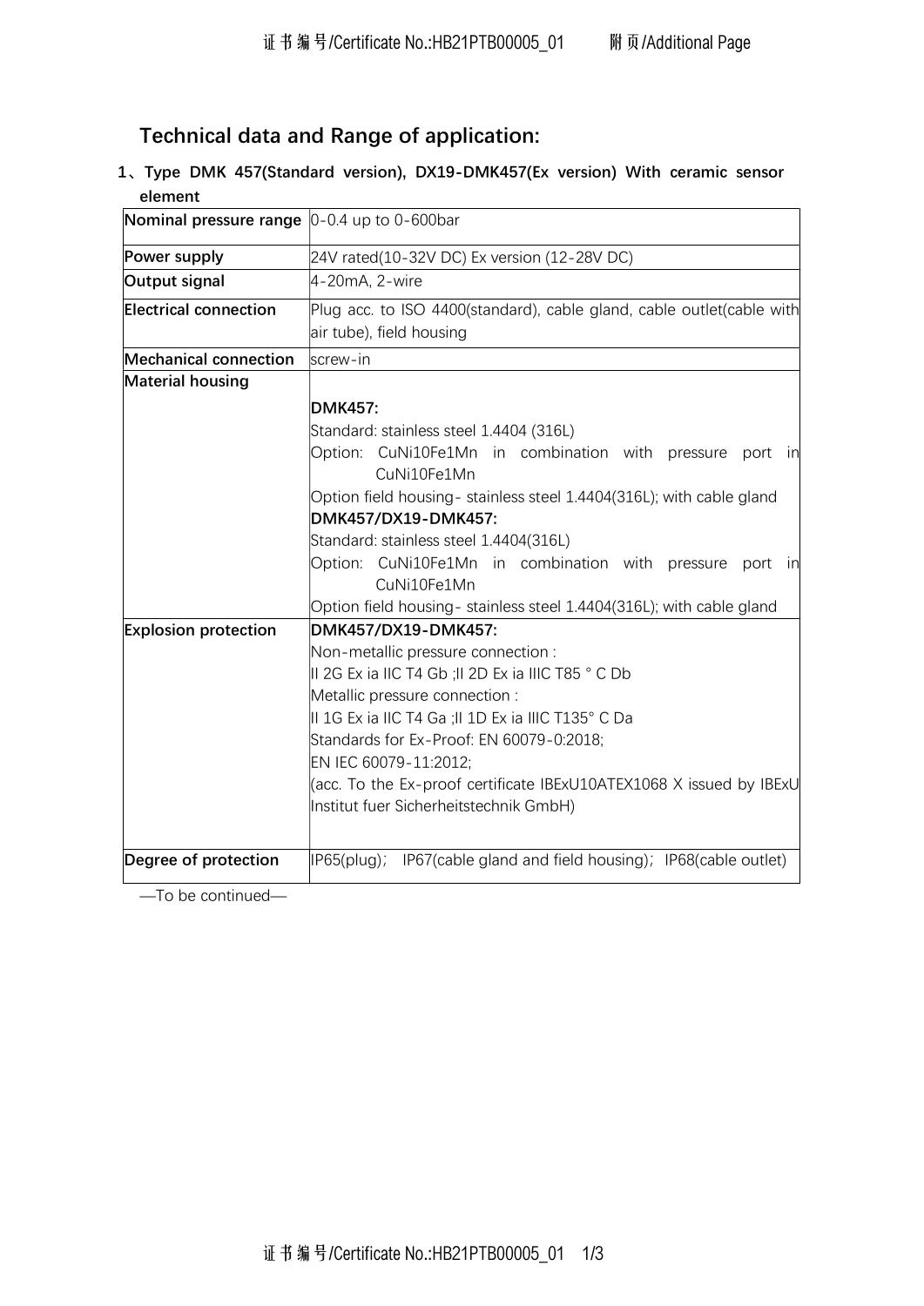## Technical data and Range of application:

**1、Type DMK 457(Standard version), DX19-DMK457(Ex version) With ceramic sensor element**

| **Nominal pressure range** | 0-0.4 up to 0-600bar |
|---|---|
| **Power supply** | 24V rated(10-32V DC) Ex version (12-28V DC) |
| **Output signal** | 4-20mA, 2-wire |
| **Electrical connection** | Plug acc. to ISO 4400(standard), cable gland, cable outlet(cable with air tube), field housing |
| **Mechanical connection** | screw-in |
| **Material housing** | **DMK457:**<br>Standard: stainless steel 1.4404 (316L)<br>Option: CuNi10Fe1Mn in combination with pressure port in CuNi10Fe1Mn<br>Option field housing- stainless steel 1.4404(316L); with cable gland<br>**DMK457/DX19-DMK457:**<br>Standard: stainless steel 1.4404(316L)<br>Option: CuNi10Fe1Mn in combination with pressure port in CuNi10Fe1Mn<br>Option field housing- stainless steel 1.4404(316L); with cable gland |
| **Explosion protection** | **DMK457/DX19-DMK457:**<br>Non-metallic pressure connection :<br>II 2G Ex ia IIC T4 Gb ;II 2D Ex ia IIIC T85 ° C Db<br>Metallic pressure connection :<br>II 1G Ex ia IIC T4 Ga ;II 1D Ex ia IIIC T135° C Da<br>Standards for Ex-Proof: EN 60079-0:2018;<br>EN IEC 60079-11:2012;<br>(acc. To the Ex-proof certificate IBExU10ATEX1068 X issued by IBExU Institut fuer Sicherheitstechnik GmbH) |
| **Degree of protection** | IP65(plug)； IP67(cable gland and field housing)；IP68(cable outlet) |

—To be continued—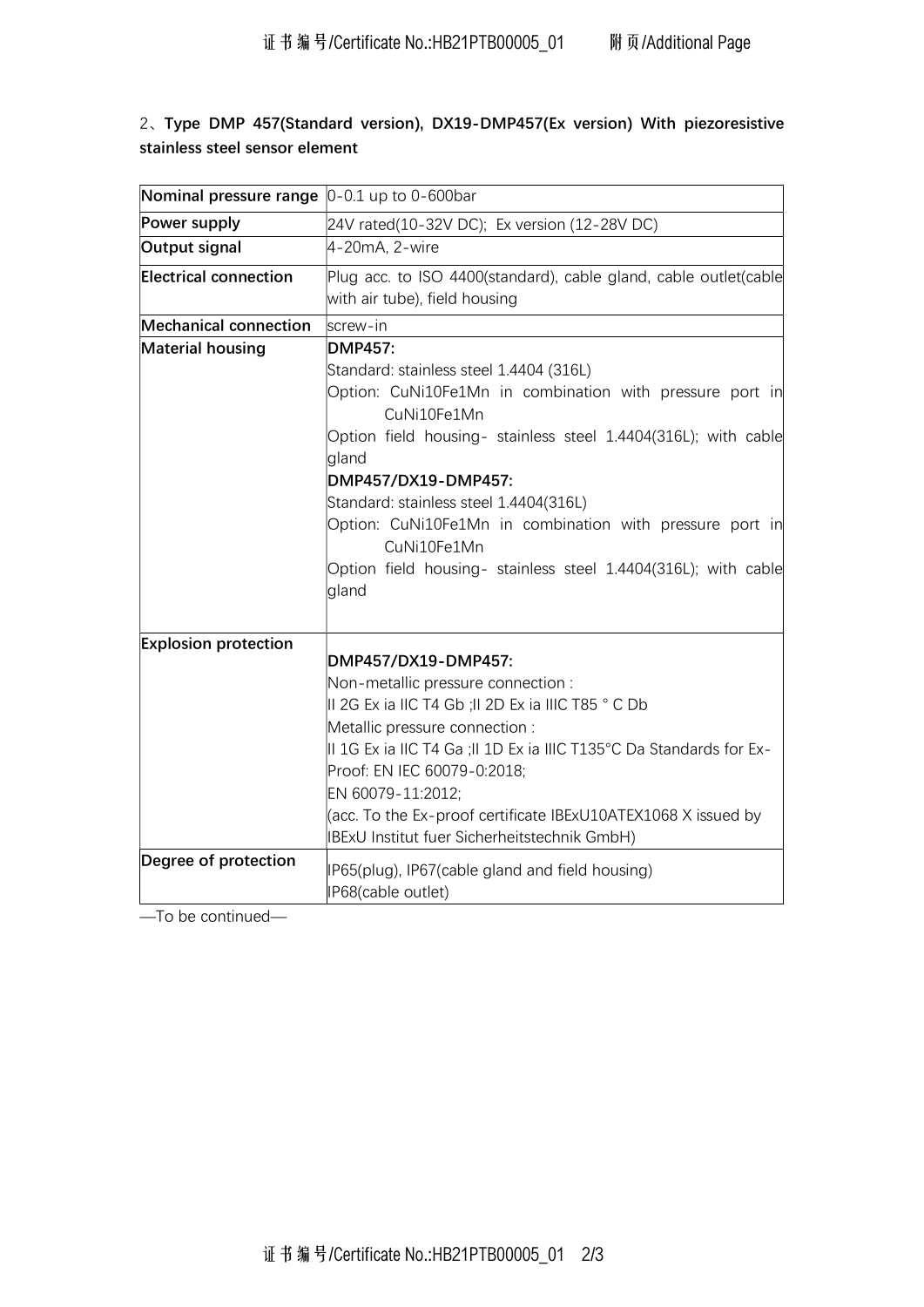2、**Type DMP 457(Standard version), DX19-DMP457(Ex version) With piezoresistive stainless steel sensor element**

| **Nominal pressure range** | 0-0.1 up to 0-600bar |
|---|---|
| **Power supply** | 24V rated(10-32V DC); Ex version (12-28V DC) |
| **Output signal** | 4-20mA, 2-wire |
| **Electrical connection** | Plug acc. to ISO 4400(standard), cable gland, cable outlet(cable with air tube), field housing |
| **Mechanical connection** | screw-in |
| **Material housing** | **DMP457:**<br>Standard: stainless steel 1.4404 (316L)<br>Option: CuNi10Fe1Mn in combination with pressure port in CuNi10Fe1Mn<br>Option field housing- stainless steel 1.4404(316L); with cable gland<br>**DMP457/DX19-DMP457:**<br>Standard: stainless steel 1.4404(316L)<br>Option: CuNi10Fe1Mn in combination with pressure port in CuNi10Fe1Mn<br>Option field housing- stainless steel 1.4404(316L); with cable gland |
| **Explosion protection** | **DMP457/DX19-DMP457:**<br>Non-metallic pressure connection :<br>II 2G Ex ia IIC T4 Gb ;II 2D Ex ia IIIC T85 ° C Db<br>Metallic pressure connection :<br>II 1G Ex ia IIC T4 Ga ;II 1D Ex ia IIIC T135°C Da Standards for Ex-Proof: EN IEC 60079-0:2018;<br>EN 60079-11:2012;<br>(acc. To the Ex-proof certificate IBExU10ATEX1068 X issued by IBExU Institut fuer Sicherheitstechnik GmbH) |
| **Degree of protection** | IP65(plug), IP67(cable gland and field housing)<br>IP68(cable outlet) |

—To be continued—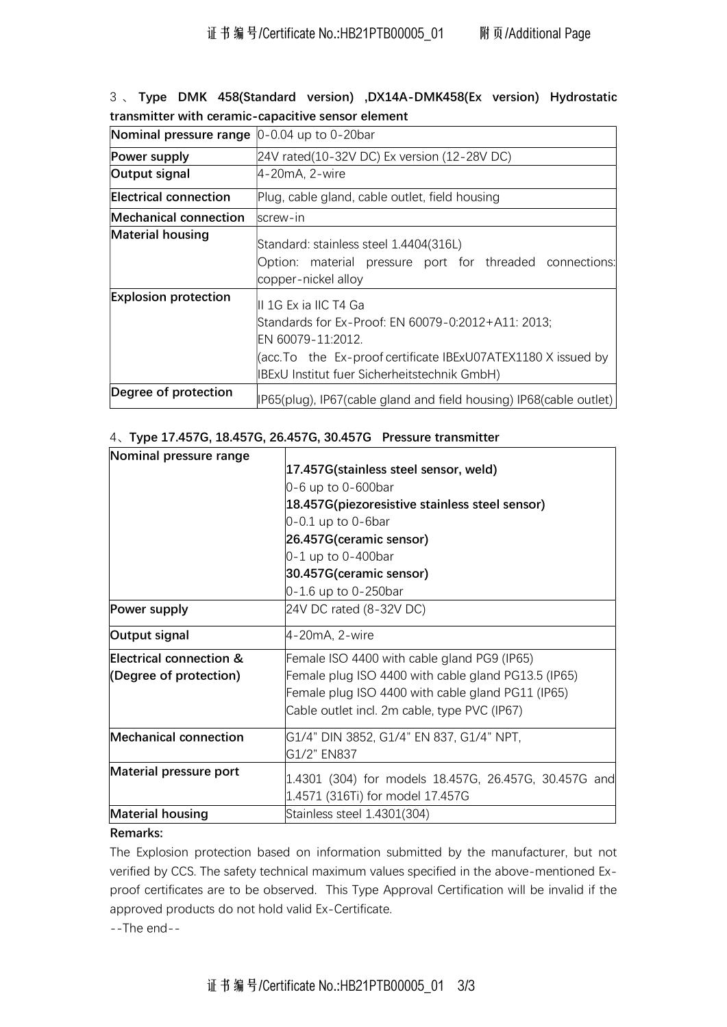3、**Type DMK 458(Standard version) ,DX14A-DMK458(Ex version) Hydrostatic transmitter with ceramic-capacitive sensor element**

| | |
|---|---|
| **Nominal pressure range** | 0-0.04 up to 0-20bar |
| **Power supply** | 24V rated(10-32V DC) Ex version (12-28V DC) |
| **Output signal** | 4-20mA, 2-wire |
| **Electrical connection** | Plug, cable gland, cable outlet, field housing |
| **Mechanical connection** | screw-in |
| **Material housing** | Standard: stainless steel 1.4404(316L)<br>Option: material pressure port for threaded connections: copper-nickel alloy |
| **Explosion protection** | II 1G Ex ia IIC T4 Ga<br>Standards for Ex-Proof: EN 60079-0:2012+A11: 2013;<br>EN 60079-11:2012.<br>(acc.To the Ex-proof certificate IBExU07ATEX1180 X issued by IBExU Institut fuer Sicherheitstechnik GmbH) |
| **Degree of protection** | IP65(plug), IP67(cable gland and field housing) IP68(cable outlet) |

4、**Type 17.457G, 18.457G, 26.457G, 30.457G Pressure transmitter**

| | |
|---|---|
| **Nominal pressure range** | **17.457G(stainless steel sensor, weld)**<br>0-6 up to 0-600bar<br>**18.457G(piezoresistive stainless steel sensor)**<br>0-0.1 up to 0-6bar<br>**26.457G(ceramic sensor)**<br>0-1 up to 0-400bar<br>**30.457G(ceramic sensor)**<br>0-1.6 up to 0-250bar |
| **Power supply** | 24V DC rated (8-32V DC) |
| **Output signal** | 4-20mA, 2-wire |
| **Electrical connection & (Degree of protection)** | Female ISO 4400 with cable gland PG9 (IP65)<br>Female plug ISO 4400 with cable gland PG13.5 (IP65)<br>Female plug ISO 4400 with cable gland PG11 (IP65)<br>Cable outlet incl. 2m cable, type PVC (IP67) |
| **Mechanical connection** | G1/4" DIN 3852, G1/4" EN 837, G1/4" NPT,<br>G1/2" EN837 |
| **Material pressure port** | 1.4301 (304) for models 18.457G, 26.457G, 30.457G and 1.4571 (316Ti) for model 17.457G |
| **Material housing** | Stainless steel 1.4301(304) |

**Remarks:**

The Explosion protection based on information submitted by the manufacturer, but not verified by CCS. The safety technical maximum values specified in the above-mentioned Ex-proof certificates are to be observed. This Type Approval Certification will be invalid if the approved products do not hold valid Ex-Certificate.

--The end--